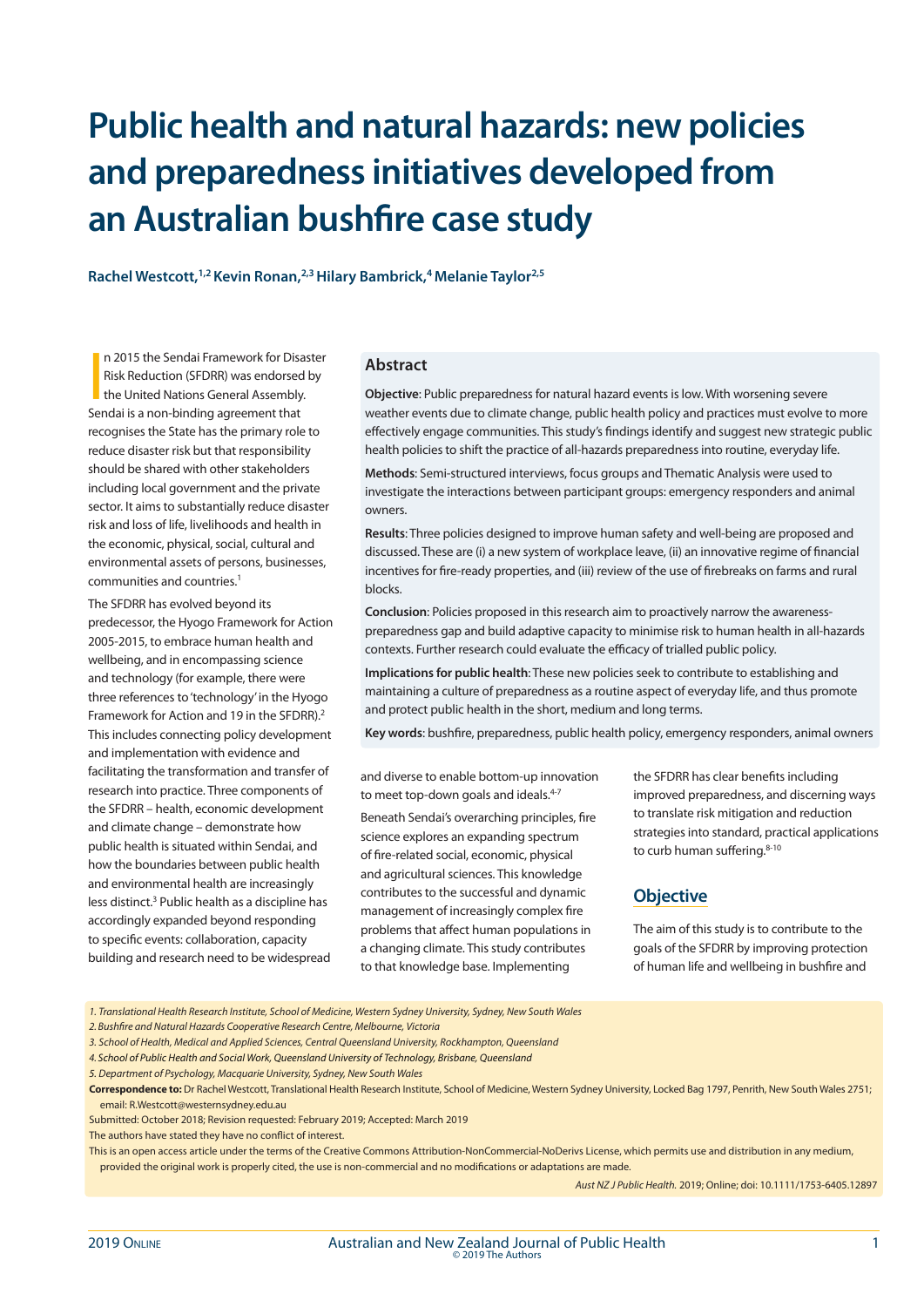# Public health and natural hazards: new policies and preparedness initiatives developed from an Australian bushfire case study

**Rachel Westcott,[1,2] Kevin Ronan,[2,3] Hilary Bambrick,[4] Melanie Taylor[2,5]**

## Abstract

**Objective**: Public preparedness for natural hazard events is low. With worsening severe weather events due to climate change, public health policy and practices must evolve to more effectively engage communities. This study's findings identify and suggest new strategic public health policies to shift the practice of all-hazards preparedness into routine, everyday life.

**Methods**: Semi-structured interviews, focus groups and Thematic Analysis were used to investigate the interactions between participant groups: emergency responders and animal owners.

**Results**: Three policies designed to improve human safety and well-being are proposed and discussed. These are (i) a new system of workplace leave, (ii) an innovative regime of financial incentives for fire-ready properties, and (iii) review of the use of firebreaks on farms and rural blocks.

**Conclusion**: Policies proposed in this research aim to proactively narrow the awareness-preparedness gap and build adaptive capacity to minimise risk to human health in all-hazards contexts. Further research could evaluate the efficacy of trialled public policy.

**Implications for public health**: These new policies seek to contribute to establishing and maintaining a culture of preparedness as a routine aspect of everyday life, and thus promote and protect public health in the short, medium and long terms.

**Key words**: bushfire, preparedness, public health policy, emergency responders, animal owners

In 2015 the Sendai Framework for Disaster Risk Reduction (SFDRR) was endorsed by the United Nations General Assembly. Sendai is a non-binding agreement that recognises the State has the primary role to reduce disaster risk but that responsibility should be shared with other stakeholders including local government and the private sector. It aims to substantially reduce disaster risk and loss of life, livelihoods and health in the economic, physical, social, cultural and environmental assets of persons, businesses, communities and countries.[1]

The SFDRR has evolved beyond its predecessor, the Hyogo Framework for Action 2005-2015, to embrace human health and wellbeing, and in encompassing science and technology (for example, there were three references to 'technology' in the Hyogo Framework for Action and 19 in the SFDRR).[2] This includes connecting policy development and implementation with evidence and facilitating the transformation and transfer of research into practice. Three components of the SFDRR – health, economic development and climate change – demonstrate how public health is situated within Sendai, and how the boundaries between public health and environmental health are increasingly less distinct.[3] Public health as a discipline has accordingly expanded beyond responding to specific events: collaboration, capacity building and research need to be widespread and diverse to enable bottom-up innovation to meet top-down goals and ideals.[4-7]

Beneath Sendai's overarching principles, fire science explores an expanding spectrum of fire-related social, economic, physical and agricultural sciences. This knowledge contributes to the successful and dynamic management of increasingly complex fire problems that affect human populations in a changing climate. This study contributes to that knowledge base. Implementing the SFDRR has clear benefits including improved preparedness, and discerning ways to translate risk mitigation and reduction strategies into standard, practical applications to curb human suffering.[8-10]

## Objective

The aim of this study is to contribute to the goals of the SFDRR by improving protection of human life and wellbeing in bushfire and

*1. Translational Health Research Institute, School of Medicine, Western Sydney University, Sydney, New South Wales*
*2. Bushfire and Natural Hazards Cooperative Research Centre, Melbourne, Victoria*
*3. School of Health, Medical and Applied Sciences, Central Queensland University, Rockhampton, Queensland*
*4. School of Public Health and Social Work, Queensland University of Technology, Brisbane, Queensland*
*5. Department of Psychology, Macquarie University, Sydney, New South Wales*

**Correspondence to:** Dr Rachel Westcott, Translational Health Research Institute, School of Medicine, Western Sydney University, Locked Bag 1797, Penrith, New South Wales 2751; email: R.Westcott@westernsydney.edu.au

Submitted: October 2018; Revision requested: February 2019; Accepted: March 2019

The authors have stated they have no conflict of interest.

This is an open access article under the terms of the Creative Commons Attribution-NonCommercial-NoDerivs License, which permits use and distribution in any medium, provided the original work is properly cited, the use is non-commercial and no modifications or adaptations are made.

*Aust NZ J Public Health.* 2019; Online; doi: 10.1111/1753-6405.12897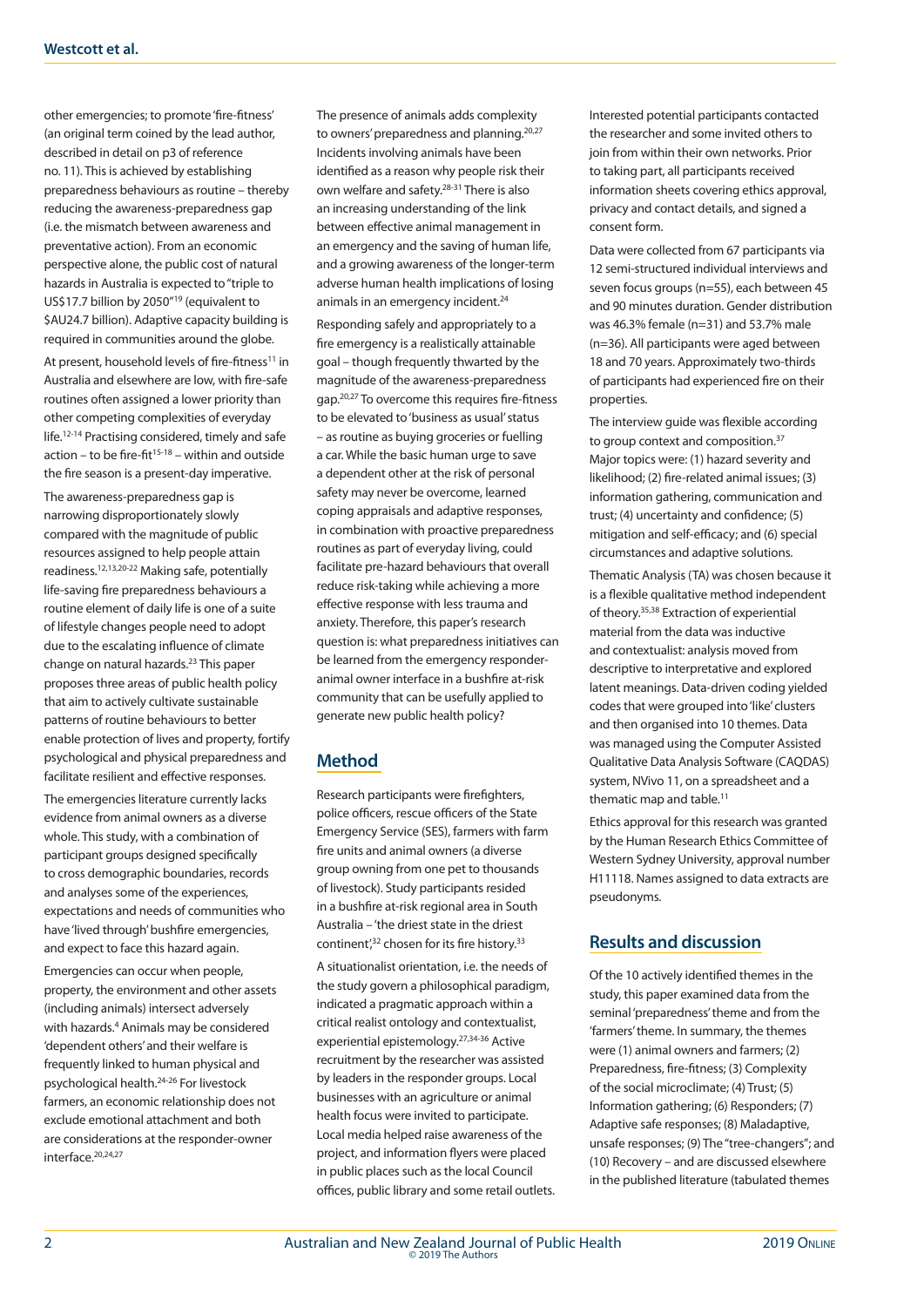other emergencies; to promote 'fire-fitness' (an original term coined by the lead author, described in detail on p3 of reference no. 11). This is achieved by establishing preparedness behaviours as routine – thereby reducing the awareness-preparedness gap (i.e. the mismatch between awareness and preventative action). From an economic perspective alone, the public cost of natural hazards in Australia is expected to "triple to US$17.7 billion by 2050"[19] (equivalent to $AU24.7 billion). Adaptive capacity building is required in communities around the globe.

At present, household levels of fire-fitness[11] in Australia and elsewhere are low, with fire-safe routines often assigned a lower priority than other competing complexities of everyday life.[12-14] Practising considered, timely and safe action – to be fire-fit[15-18] – within and outside the fire season is a present-day imperative.

The awareness-preparedness gap is narrowing disproportionately slowly compared with the magnitude of public resources assigned to help people attain readiness.[12,13,20-22] Making safe, potentially life-saving fire preparedness behaviours a routine element of daily life is one of a suite of lifestyle changes people need to adopt due to the escalating influence of climate change on natural hazards.[23] This paper proposes three areas of public health policy that aim to actively cultivate sustainable patterns of routine behaviours to better enable protection of lives and property, fortify psychological and physical preparedness and facilitate resilient and effective responses.

The emergencies literature currently lacks evidence from animal owners as a diverse whole. This study, with a combination of participant groups designed specifically to cross demographic boundaries, records and analyses some of the experiences, expectations and needs of communities who have 'lived through' bushfire emergencies, and expect to face this hazard again.

Emergencies can occur when people, property, the environment and other assets (including animals) intersect adversely with hazards.[4] Animals may be considered 'dependent others' and their welfare is frequently linked to human physical and psychological health.[24-26] For livestock farmers, an economic relationship does not exclude emotional attachment and both are considerations at the responder-owner interface.[20,24,27]

The presence of animals adds complexity to owners' preparedness and planning.[20,27] Incidents involving animals have been identified as a reason why people risk their own welfare and safety.[28-31] There is also an increasing understanding of the link between effective animal management in an emergency and the saving of human life, and a growing awareness of the longer-term adverse human health implications of losing animals in an emergency incident.[24]

Responding safely and appropriately to a fire emergency is a realistically attainable goal – though frequently thwarted by the magnitude of the awareness-preparedness gap.[20,27] To overcome this requires fire-fitness to be elevated to 'business as usual' status – as routine as buying groceries or fuelling a car. While the basic human urge to save a dependent other at the risk of personal safety may never be overcome, learned coping appraisals and adaptive responses, in combination with proactive preparedness routines as part of everyday living, could facilitate pre-hazard behaviours that overall reduce risk-taking while achieving a more effective response with less trauma and anxiety. Therefore, this paper's research question is: what preparedness initiatives can be learned from the emergency responder-animal owner interface in a bushfire at-risk community that can be usefully applied to generate new public health policy?

## Method

Research participants were firefighters, police officers, rescue officers of the State Emergency Service (SES), farmers with farm fire units and animal owners (a diverse group owning from one pet to thousands of livestock). Study participants resided in a bushfire at-risk regional area in South Australia – 'the driest state in the driest continent',[32] chosen for its fire history.[33]

A situationalist orientation, i.e. the needs of the study govern a philosophical paradigm, indicated a pragmatic approach within a critical realist ontology and contextualist, experiential epistemology.[27,34-36] Active recruitment by the researcher was assisted by leaders in the responder groups. Local businesses with an agriculture or animal health focus were invited to participate. Local media helped raise awareness of the project, and information flyers were placed in public places such as the local Council offices, public library and some retail outlets.

Interested potential participants contacted the researcher and some invited others to join from within their own networks. Prior to taking part, all participants received information sheets covering ethics approval, privacy and contact details, and signed a consent form.

Data were collected from 67 participants via 12 semi-structured individual interviews and seven focus groups (n=55), each between 45 and 90 minutes duration. Gender distribution was 46.3% female (n=31) and 53.7% male (n=36). All participants were aged between 18 and 70 years. Approximately two-thirds of participants had experienced fire on their properties.

The interview guide was flexible according to group context and composition.[37] Major topics were: (1) hazard severity and likelihood; (2) fire-related animal issues; (3) information gathering, communication and trust; (4) uncertainty and confidence; (5) mitigation and self-efficacy; and (6) special circumstances and adaptive solutions.

Thematic Analysis (TA) was chosen because it is a flexible qualitative method independent of theory.[35,38] Extraction of experiential material from the data was inductive and contextualist: analysis moved from descriptive to interpretative and explored latent meanings. Data-driven coding yielded codes that were grouped into 'like' clusters and then organised into 10 themes. Data was managed using the Computer Assisted Qualitative Data Analysis Software (CAQDAS) system, NVivo 11, on a spreadsheet and a thematic map and table.[11]

Ethics approval for this research was granted by the Human Research Ethics Committee of Western Sydney University, approval number H11118. Names assigned to data extracts are pseudonyms.

## Results and discussion

Of the 10 actively identified themes in the study, this paper examined data from the seminal 'preparedness' theme and from the 'farmers' theme. In summary, the themes were (1) animal owners and farmers; (2) Preparedness, fire-fitness; (3) Complexity of the social microclimate; (4) Trust; (5) Information gathering; (6) Responders; (7) Adaptive safe responses; (8) Maladaptive, unsafe responses; (9) The "tree-changers"; and (10) Recovery – and are discussed elsewhere in the published literature (tabulated themes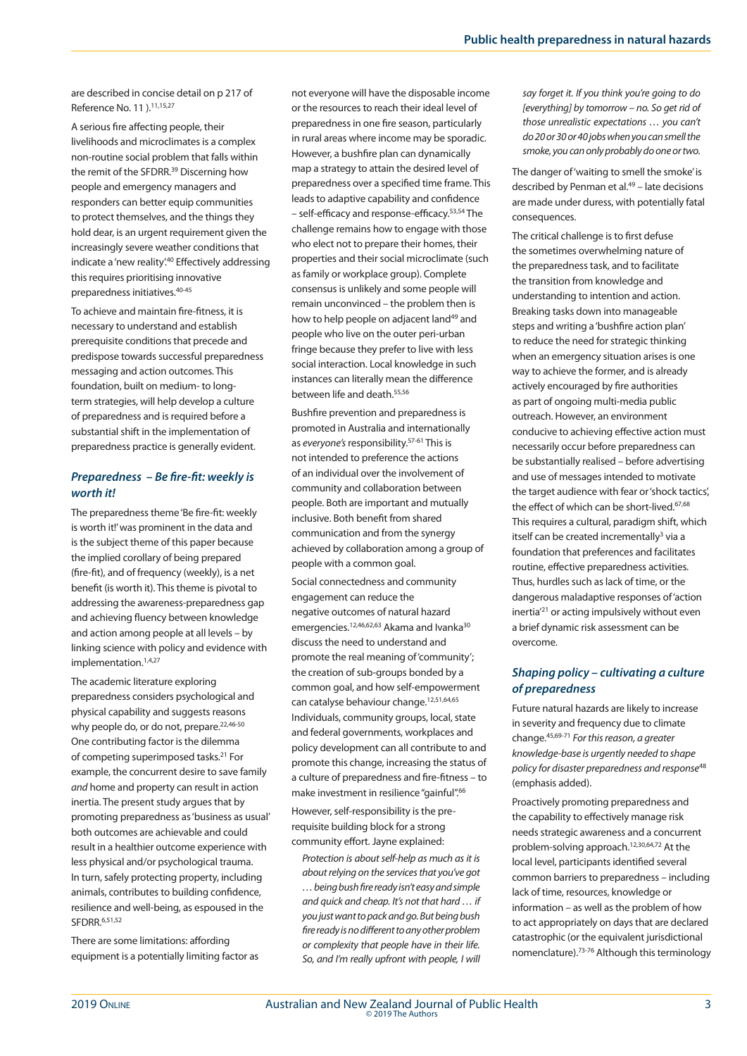are described in concise detail on p 217 of Reference No. 11 ).[11,15,27]

A serious fire affecting people, their livelihoods and microclimates is a complex non-routine social problem that falls within the remit of the SFDRR.[39] Discerning how people and emergency managers and responders can better equip communities to protect themselves, and the things they hold dear, is an urgent requirement given the increasingly severe weather conditions that indicate a 'new reality'.[40] Effectively addressing this requires prioritising innovative preparedness initiatives.[40-45]

To achieve and maintain fire-fitness, it is necessary to understand and establish prerequisite conditions that precede and predispose towards successful preparedness messaging and action outcomes. This foundation, built on medium- to long-term strategies, will help develop a culture of preparedness and is required before a substantial shift in the implementation of preparedness practice is generally evident.

### *Preparedness – Be fire-fit: weekly is worth it!*

The preparedness theme 'Be fire-fit: weekly is worth it!' was prominent in the data and is the subject theme of this paper because the implied corollary of being prepared (fire-fit), and of frequency (weekly), is a net benefit (is worth it). This theme is pivotal to addressing the awareness-preparedness gap and achieving fluency between knowledge and action among people at all levels – by linking science with policy and evidence with implementation.[1,4,27]

The academic literature exploring preparedness considers psychological and physical capability and suggests reasons why people do, or do not, prepare.[22,46-50] One contributing factor is the dilemma of competing superimposed tasks.[21] For example, the concurrent desire to save family *and* home and property can result in action inertia. The present study argues that by promoting preparedness as 'business as usual' both outcomes are achievable and could result in a healthier outcome experience with less physical and/or psychological trauma. In turn, safely protecting property, including animals, contributes to building confidence, resilience and well-being, as espoused in the SFDRR.[6,51,52]

There are some limitations: affording equipment is a potentially limiting factor as not everyone will have the disposable income or the resources to reach their ideal level of preparedness in one fire season, particularly in rural areas where income may be sporadic. However, a bushfire plan can dynamically map a strategy to attain the desired level of preparedness over a specified time frame. This leads to adaptive capability and confidence – self-efficacy and response-efficacy.[53,54] The challenge remains how to engage with those who elect not to prepare their homes, their properties and their social microclimate (such as family or workplace group). Complete consensus is unlikely and some people will remain unconvinced – the problem then is how to help people on adjacent land[49] and people who live on the outer peri-urban fringe because they prefer to live with less social interaction. Local knowledge in such instances can literally mean the difference between life and death.[55,56]

Bushfire prevention and preparedness is promoted in Australia and internationally as *everyone's* responsibility.[57-61] This is not intended to preference the actions of an individual over the involvement of community and collaboration between people. Both are important and mutually inclusive. Both benefit from shared communication and from the synergy achieved by collaboration among a group of people with a common goal.

Social connectedness and community engagement can reduce the negative outcomes of natural hazard emergencies.[12,46,62,63] Akama and Ivanka[30] discuss the need to understand and promote the real meaning of 'community'; the creation of sub-groups bonded by a common goal, and how self-empowerment can catalyse behaviour change.[12,51,64,65] Individuals, community groups, local, state and federal governments, workplaces and policy development can all contribute to and promote this change, increasing the status of a culture of preparedness and fire-fitness – to make investment in resilience "gainful".[66]

However, self-responsibility is the pre-requisite building block for a strong community effort. Jayne explained:

> *Protection is about self-help as much as it is about relying on the services that you've got … being bush fire ready isn't easy and simple and quick and cheap. It's not that hard … if you just want to pack and go. But being bush fire ready is no different to any other problem or complexity that people have in their life. So, and I'm really upfront with people, I will say forget it. If you think you're going to do [everything] by tomorrow – no. So get rid of those unrealistic expectations … you can't do 20 or 30 or 40 jobs when you can smell the smoke, you can only probably do one or two.*

The danger of 'waiting to smell the smoke' is described by Penman et al.[49] – late decisions are made under duress, with potentially fatal consequences.

The critical challenge is to first defuse the sometimes overwhelming nature of the preparedness task, and to facilitate the transition from knowledge and understanding to intention and action. Breaking tasks down into manageable steps and writing a 'bushfire action plan' to reduce the need for strategic thinking when an emergency situation arises is one way to achieve the former, and is already actively encouraged by fire authorities as part of ongoing multi-media public outreach. However, an environment conducive to achieving effective action must necessarily occur before preparedness can be substantially realised – before advertising and use of messages intended to motivate the target audience with fear or 'shock tactics', the effect of which can be short-lived.[67,68] This requires a cultural, paradigm shift, which itself can be created incrementally[3] via a foundation that preferences and facilitates routine, effective preparedness activities. Thus, hurdles such as lack of time, or the dangerous maladaptive responses of 'action inertia'[21] or acting impulsively without even a brief dynamic risk assessment can be overcome.

### *Shaping policy – cultivating a culture of preparedness*

Future natural hazards are likely to increase in severity and frequency due to climate change.[45,69-71] *For this reason, a greater knowledge-base is urgently needed to shape policy for disaster preparedness and response*[48] (emphasis added).

Proactively promoting preparedness and the capability to effectively manage risk needs strategic awareness and a concurrent problem-solving approach.[12,30,64,72] At the local level, participants identified several common barriers to preparedness – including lack of time, resources, knowledge or information – as well as the problem of how to act appropriately on days that are declared catastrophic (or the equivalent jurisdictional nomenclature).[73-76] Although this terminology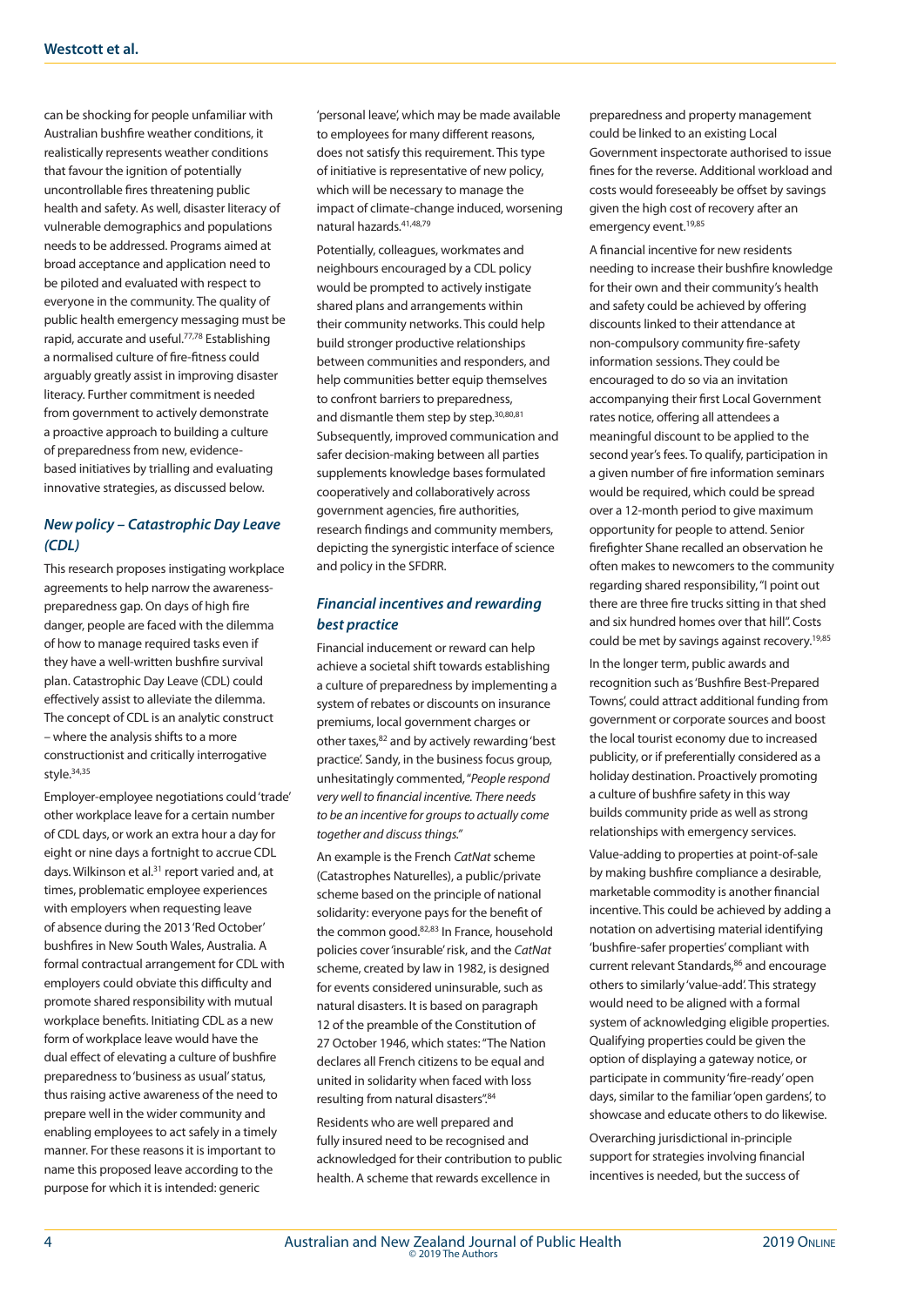can be shocking for people unfamiliar with Australian bushfire weather conditions, it realistically represents weather conditions that favour the ignition of potentially uncontrollable fires threatening public health and safety. As well, disaster literacy of vulnerable demographics and populations needs to be addressed. Programs aimed at broad acceptance and application need to be piloted and evaluated with respect to everyone in the community. The quality of public health emergency messaging must be rapid, accurate and useful.[77,78] Establishing a normalised culture of fire-fitness could arguably greatly assist in improving disaster literacy. Further commitment is needed from government to actively demonstrate a proactive approach to building a culture of preparedness from new, evidence-based initiatives by trialling and evaluating innovative strategies, as discussed below.

### *New policy – Catastrophic Day Leave (CDL)*

This research proposes instigating workplace agreements to help narrow the awareness-preparedness gap. On days of high fire danger, people are faced with the dilemma of how to manage required tasks even if they have a well-written bushfire survival plan. Catastrophic Day Leave (CDL) could effectively assist to alleviate the dilemma. The concept of CDL is an analytic construct – where the analysis shifts to a more constructionist and critically interrogative style.[34,35]

Employer-employee negotiations could 'trade' other workplace leave for a certain number of CDL days, or work an extra hour a day for eight or nine days a fortnight to accrue CDL days. Wilkinson et al.[31] report varied and, at times, problematic employee experiences with employers when requesting leave of absence during the 2013 'Red October' bushfires in New South Wales, Australia. A formal contractual arrangement for CDL with employers could obviate this difficulty and promote shared responsibility with mutual workplace benefits. Initiating CDL as a new form of workplace leave would have the dual effect of elevating a culture of bushfire preparedness to 'business as usual' status, thus raising active awareness of the need to prepare well in the wider community and enabling employees to act safely in a timely manner. For these reasons it is important to name this proposed leave according to the purpose for which it is intended: generic 'personal leave', which may be made available to employees for many different reasons, does not satisfy this requirement. This type of initiative is representative of new policy, which will be necessary to manage the impact of climate-change induced, worsening natural hazards.[41,48,79]

Potentially, colleagues, workmates and neighbours encouraged by a CDL policy would be prompted to actively instigate shared plans and arrangements within their community networks. This could help build stronger productive relationships between communities and responders, and help communities better equip themselves to confront barriers to preparedness, and dismantle them step by step.[30,80,81] Subsequently, improved communication and safer decision-making between all parties supplements knowledge bases formulated cooperatively and collaboratively across government agencies, fire authorities, research findings and community members, depicting the synergistic interface of science and policy in the SFDRR.

### *Financial incentives and rewarding best practice*

Financial inducement or reward can help achieve a societal shift towards establishing a culture of preparedness by implementing a system of rebates or discounts on insurance premiums, local government charges or other taxes,[82] and by actively rewarding 'best practice'. Sandy, in the business focus group, unhesitatingly commented, "*People respond very well to financial incentive. There needs to be an incentive for groups to actually come together and discuss things.*"

An example is the French *CatNat* scheme (Catastrophes Naturelles), a public/private scheme based on the principle of national solidarity: everyone pays for the benefit of the common good.[82,83] In France, household policies cover 'insurable' risk, and the *CatNat* scheme, created by law in 1982, is designed for events considered uninsurable, such as natural disasters. It is based on paragraph 12 of the preamble of the Constitution of 27 October 1946, which states: "The Nation declares all French citizens to be equal and united in solidarity when faced with loss resulting from natural disasters".[84]

Residents who are well prepared and fully insured need to be recognised and acknowledged for their contribution to public health. A scheme that rewards excellence in preparedness and property management could be linked to an existing Local Government inspectorate authorised to issue fines for the reverse. Additional workload and costs would foreseeably be offset by savings given the high cost of recovery after an emergency event.[19,85]

A financial incentive for new residents needing to increase their bushfire knowledge for their own and their community's health and safety could be achieved by offering discounts linked to their attendance at non-compulsory community fire-safety information sessions. They could be encouraged to do so via an invitation accompanying their first Local Government rates notice, offering all attendees a meaningful discount to be applied to the second year's fees. To qualify, participation in a given number of fire information seminars would be required, which could be spread over a 12-month period to give maximum opportunity for people to attend. Senior firefighter Shane recalled an observation he often makes to newcomers to the community regarding shared responsibility, "I point out there are three fire trucks sitting in that shed and six hundred homes over that hill". Costs could be met by savings against recovery.[19,85]

In the longer term, public awards and recognition such as 'Bushfire Best-Prepared Towns', could attract additional funding from government or corporate sources and boost the local tourist economy due to increased publicity, or if preferentially considered as a holiday destination. Proactively promoting a culture of bushfire safety in this way builds community pride as well as strong relationships with emergency services.

Value-adding to properties at point-of-sale by making bushfire compliance a desirable, marketable commodity is another financial incentive. This could be achieved by adding a notation on advertising material identifying 'bushfire-safer properties' compliant with current relevant Standards,[86] and encourage others to similarly 'value-add'. This strategy would need to be aligned with a formal system of acknowledging eligible properties. Qualifying properties could be given the option of displaying a gateway notice, or participate in community 'fire-ready' open days, similar to the familiar 'open gardens', to showcase and educate others to do likewise.

Overarching jurisdictional in-principle support for strategies involving financial incentives is needed, but the success of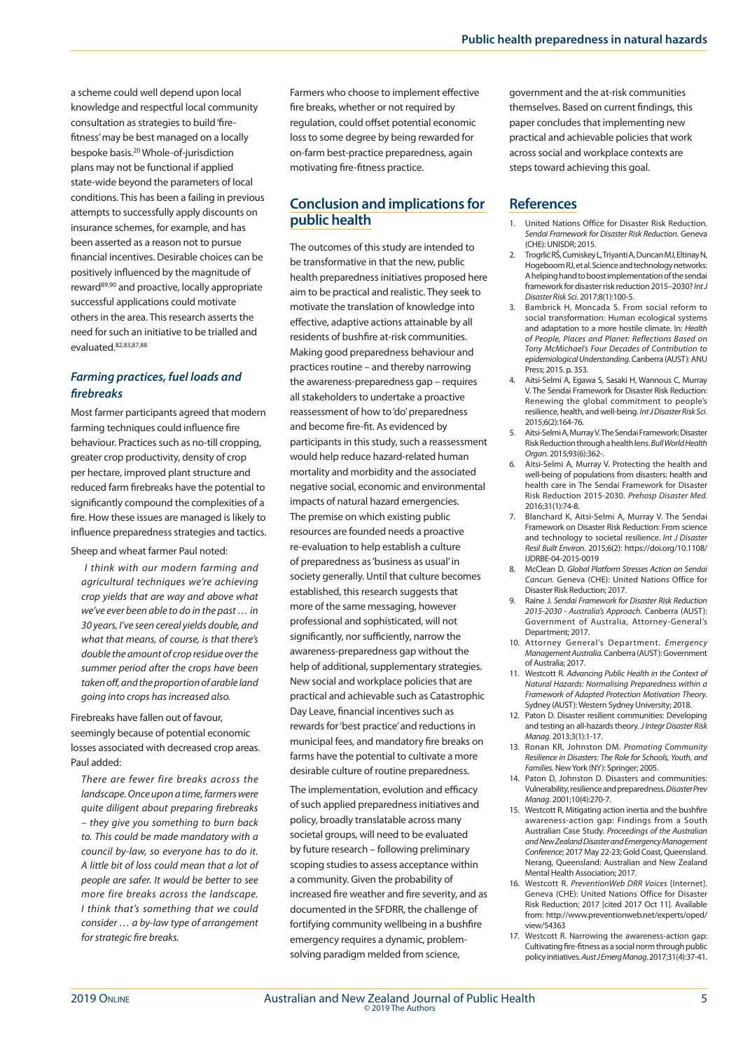a scheme could well depend upon local knowledge and respectful local community consultation as strategies to build 'fire-fitness' may be best managed on a locally bespoke basis.[20] Whole-of-jurisdiction plans may not be functional if applied state-wide beyond the parameters of local conditions. This has been a failing in previous attempts to successfully apply discounts on insurance schemes, for example, and has been asserted as a reason not to pursue financial incentives. Desirable choices can be positively influenced by the magnitude of reward[89,90] and proactive, locally appropriate successful applications could motivate others in the area. This research asserts the need for such an initiative to be trialled and evaluated.[82,83,87,88]

### *Farming practices, fuel loads and firebreaks*

Most farmer participants agreed that modern farming techniques could influence fire behaviour. Practices such as no-till cropping, greater crop productivity, density of crop per hectare, improved plant structure and reduced farm firebreaks have the potential to significantly compound the complexities of a fire. How these issues are managed is likely to influence preparedness strategies and tactics.

Sheep and wheat farmer Paul noted:

> *I think with our modern farming and agricultural techniques we're achieving crop yields that are way and above what we've ever been able to do in the past … in 30 years, I've seen cereal yields double, and what that means, of course, is that there's double the amount of crop residue over the summer period after the crops have been taken off, and the proportion of arable land going into crops has increased also.*

Firebreaks have fallen out of favour, seemingly because of potential economic losses associated with decreased crop areas. Paul added:

> *There are fewer fire breaks across the landscape. Once upon a time, farmers were quite diligent about preparing firebreaks – they give you something to burn back to. This could be made mandatory with a council by-law, so everyone has to do it. A little bit of loss could mean that a lot of people are safer. It would be better to see more fire breaks across the landscape. I think that's something that we could consider … a by-law type of arrangement for strategic fire breaks.*

Farmers who choose to implement effective fire breaks, whether or not required by regulation, could offset potential economic loss to some degree by being rewarded for on-farm best-practice preparedness, again motivating fire-fitness practice.

## Conclusion and implications for public health

The outcomes of this study are intended to be transformative in that the new, public health preparedness initiatives proposed here aim to be practical and realistic. They seek to motivate the translation of knowledge into effective, adaptive actions attainable by all residents of bushfire at-risk communities. Making good preparedness behaviour and practices routine – and thereby narrowing the awareness-preparedness gap – requires all stakeholders to undertake a proactive reassessment of how to 'do' preparedness and become fire-fit. As evidenced by participants in this study, such a reassessment would help reduce hazard-related human mortality and morbidity and the associated negative social, economic and environmental impacts of natural hazard emergencies. The premise on which existing public resources are founded needs a proactive re-evaluation to help establish a culture of preparedness as 'business as usual' in society generally. Until that culture becomes established, this research suggests that more of the same messaging, however professional and sophisticated, will not significantly, nor sufficiently, narrow the awareness-preparedness gap without the help of additional, supplementary strategies. New social and workplace policies that are practical and achievable such as Catastrophic Day Leave, financial incentives such as rewards for 'best practice' and reductions in municipal fees, and mandatory fire breaks on farms have the potential to cultivate a more desirable culture of routine preparedness.

The implementation, evolution and efficacy of such applied preparedness initiatives and policy, broadly translatable across many societal groups, will need to be evaluated by future research – following preliminary scoping studies to assess acceptance within a community. Given the probability of increased fire weather and fire severity, and as documented in the SFDRR, the challenge of fortifying community wellbeing in a bushfire emergency requires a dynamic, problem-solving paradigm melded from science, government and the at-risk communities themselves. Based on current findings, this paper concludes that implementing new practical and achievable policies that work across social and workplace contexts are steps toward achieving this goal.

## References

1. United Nations Office for Disaster Risk Reduction. *Sendai Framework for Disaster Risk Reduction*. Geneva (CHE): UNISDR; 2015.
2. Trogrlić RŠ, Cumiskey L, Triyanti A, Duncan MJ, Eltinay N, Hogeboom RJ, et al. Science and technology networks: A helping hand to boost implementation of the sendai framework for disaster risk reduction 2015–2030? *Int J Disaster Risk Sci*. 2017;8(1):100-5.
3. Bambrick H, Moncada S. From social reform to social transformation: Human ecological systems and adaptation to a more hostile climate. In: *Health of People, Places and Planet: Reflections Based on Tony McMichael's Four Decades of Contribution to epidemiological Understanding*. Canberra (AUST): ANU Press; 2015. p. 353.
4. Aitsi-Selmi A, Egawa S, Sasaki H, Wannous C, Murray V. The Sendai Framework for Disaster Risk Reduction: Renewing the global commitment to people's resilience, health, and well-being. *Int J Disaster Risk Sci*. 2015;6(2):164-76.
5. Aitsi-Selmi A, Murray V. The Sendai Framework: Disaster Risk Reduction through a health lens. *Bull World Health Organ*. 2015;93(6):362-.
6. Aitsi-Selmi A, Murray V. Protecting the health and well-being of populations from disasters: health and health care in The Sendai Framework for Disaster Risk Reduction 2015-2030. *Prehosp Disaster Med*. 2016;31(1):74-8.
7. Blanchard K, Aitsi-Selmi A, Murray V. The Sendai Framework on Disaster Risk Reduction: From science and technology to societal resilience. *Int J Disaster Resil Built Environ*. 2015;6(2): https://doi.org/10.1108/IJDRBE-04-2015-0019
8. McClean D. *Global Platform Stresses Action on Sendai Cancun*. Geneva (CHE): United Nations Office for Disaster Risk Reduction; 2017.
9. Raine J. *Sendai Framework for Disaster Risk Reduction 2015-2030 - Australia's Approach*. Canberra (AUST): Government of Australia, Attorney-General's Department; 2017.
10. Attorney General's Department. *Emergency Management Australia*. Canberra (AUST): Government of Australia; 2017.
11. Westcott R. *Advancing Public Health in the Context of Natural Hazards: Normalising Preparedness within a Framework of Adapted Protection Motivation Theory*. Sydney (AUST): Western Sydney University; 2018.
12. Paton D. Disaster resilient communities: Developing and testing an all-hazards theory. *J Integr Disaster Risk Manag*. 2013;3(1):1-17.
13. Ronan KR, Johnston DM. *Promoting Community Resilience in Disasters: The Role for Schools, Youth, and Families*. New York (NY): Springer; 2005.
14. Paton D, Johnston D. Disasters and communities: Vulnerability, resilience and preparedness. *Disaster Prev Manag*. 2001;10(4):270-7.
15. Westcott R, Mitigating action inertia and the bushfire awareness-action gap: Findings from a South Australian Case Study. *Proceedings of the Australian and New Zealand Disaster and Emergency Management Conference*; 2017 May 22-23; Gold Coast, Queensland. Nerang, Queensland: Australian and New Zealand Mental Health Association; 2017.
16. Westcott R. *PreventionWeb DRR Voices* [Internet]. Geneva (CHE): United Nations Office for Disaster Risk Reduction; 2017 [cited 2017 Oct 11]. Available from: http://www.preventionweb.net/experts/oped/view/54363
17. Westcott R. Narrowing the awareness-action gap: Cultivating fire-fitness as a social norm through public policy initiatives. *Aust J Emerg Manag*. 2017;31(4):37-41.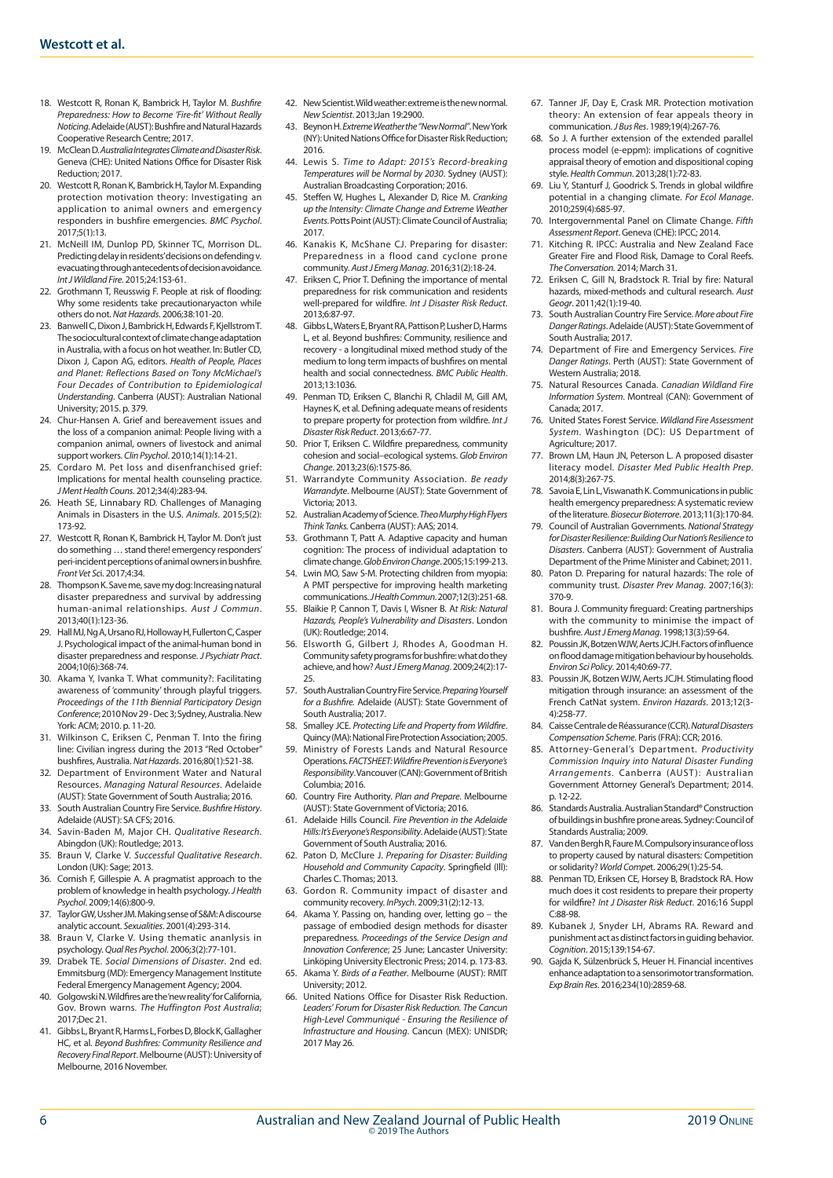18. Westcott R, Ronan K, Bambrick H, Taylor M. *Bushfire Preparedness: How to Become 'Fire-fit' Without Really Noticing*. Adelaide (AUST): Bushfire and Natural Hazards Cooperative Research Centre; 2017.
19. McClean D. *Australia Integrates Climate and Disaster Risk*. Geneva (CHE): United Nations Office for Disaster Risk Reduction; 2017.
20. Westcott R, Ronan K, Bambrick H, Taylor M. Expanding protection motivation theory: Investigating an application to animal owners and emergency responders in bushfire emergencies. *BMC Psychol*. 2017;5(1):13.
21. McNeill IM, Dunlop PD, Skinner TC, Morrison DL. Predicting delay in residents' decisions on defending v. evacuating through antecedents of decision avoidance. *Int J Wildland Fire*. 2015;24:153-61.
22. Grothmann T, Reusswig F. People at risk of flooding: Why some residents take precautionaryacton while others do not. *Nat Hazards*. 2006;38:101-20.
23. Banwell C, Dixon J, Bambrick H, Edwards F, Kjellstrom T. The sociocultural context of climate change adaptation in Australia, with a focus on hot weather. In: Butler CD, Dixon J, Capon AG, editors. *Health of People, Places and Planet: Reflections Based on Tony McMichael's Four Decades of Contribution to Epidemiological Understanding*. Canberra (AUST): Australian National University; 2015. p. 379.
24. Chur-Hansen A. Grief and bereavement issues and the loss of a companion animal: People living with a companion animal, owners of livestock and animal support workers. *Clin Psychol*. 2010;14(1):14-21.
25. Cordaro M. Pet loss and disenfranchised grief: Implications for mental health counseling practice. *J Ment Health Couns*. 2012;34(4):283-94.
26. Heath SE, Linnabary RD. Challenges of Managing Animals in Disasters in the U.S. *Animals*. 2015;5(2): 173-92.
27. Westcott R, Ronan K, Bambrick H, Taylor M. Don't just do something … stand there! emergency responders' peri-incident perceptions of animal owners in bushfire. *Front Vet Sci*. 2017;4:34.
28. Thompson K. Save me, save my dog: Increasing natural disaster preparedness and survival by addressing human-animal relationships. *Aust J Commun*. 2013;40(1):123-36.
29. Hall MJ, Ng A, Ursano RJ, Holloway H, Fullerton C, Casper J. Psychological impact of the animal-human bond in disaster preparedness and response. *J Psychiatr Pract*. 2004;10(6):368-74.
30. Akama Y, Ivanka T. What community?: Facilitating awareness of 'community' through playful triggers. *Proceedings of the 11th Biennial Participatory Design Conference*; 2010 Nov 29 - Dec 3; Sydney, Australia. New York: ACM; 2010. p. 11-20.
31. Wilkinson C, Eriksen C, Penman T. Into the firing line: Civilian ingress during the 2013 "Red October" bushfires, Australia. *Nat Hazards*. 2016;80(1):521-38.
32. Department of Environment Water and Natural Resources. *Managing Natural Resources*. Adelaide (AUST): State Government of South Australia; 2016.
33. South Australian Country Fire Service. *Bushfire History*. Adelaide (AUST): SA CFS; 2016.
34. Savin-Baden M, Major CH. *Qualitative Research*. Abingdon (UK): Routledge; 2013.
35. Braun V, Clarke V. *Successful Qualitative Research*. London (UK): Sage; 2013.
36. Cornish F, Gillespie A. A pragmatist approach to the problem of knowledge in health psychology. *J Health Psychol*. 2009;14(6):800-9.
37. Taylor GW, Ussher JM. Making sense of S&M: A discourse analytic account. *Sexualities*. 2001(4):293-314.
38. Braun V, Clarke V. Using thematic ananlysis in psychology. *Qual Res Psychol*. 2006;3(2):77-101.
39. Drabek TE. *Social Dimensions of Disaster*. 2nd ed. Emmitsburg (MD): Emergency Management Institute Federal Emergency Management Agency; 2004.
40. Golgowski N. Wildfires are the 'new reality' for California, Gov. Brown warns. *The Huffington Post Australia*; 2017;Dec 21.
41. Gibbs L, Bryant R, Harms L, Forbes D, Block K, Gallagher HC, et al. *Beyond Bushfires: Community Resilience and Recovery Final Report*. Melbourne (AUST): University of Melbourne, 2016 November.
42. New Scientist. Wild weather: extreme is the new normal. *New Scientist*. 2013;Jan 19:2900.
43. Beynon H. *Extreme Weather the "New Normal"*. New York (NY): United Nations Office for Disaster Risk Reduction; 2016.
44. Lewis S. *Time to Adapt: 2015's Record-breaking Temperatures will be Normal by 2030*. Sydney (AUST): Australian Broadcasting Corporation; 2016.
45. Steffen W, Hughes L, Alexander D, Rice M. *Cranking up the Intensity: Climate Change and Extreme Weather Events*. Potts Point (AUST): Climate Council of Australia; 2017.
46. Kanakis K, McShane CJ. Preparing for disaster: Preparedness in a flood cand cyclone prone community. *Aust J Emerg Manag*. 2016;31(2):18-24.
47. Eriksen C, Prior T. Defining the importance of mental preparedness for risk communication and residents well-prepared for wildfire. *Int J Disaster Risk Reduct*. 2013;6:87-97.
48. Gibbs L, Waters E, Bryant RA, Pattison P, Lusher D, Harms L, et al. Beyond bushfires: Community, resilience and recovery - a longitudinal mixed method study of the medium to long term impacts of bushfires on mental health and social connectedness. *BMC Public Health*. 2013;13:1036.
49. Penman TD, Eriksen C, Blanchi R, Chladil M, Gill AM, Haynes K, et al. Defining adequate means of residents to prepare property for protection from wildfire. *Int J Disaster Risk Reduct*. 2013;6:67-77.
50. Prior T, Eriksen C. Wildfire preparedness, community cohesion and social–ecological systems. *Glob Environ Change*. 2013;23(6):1575-86.
51. Warrandyte Community Association. *Be ready Warrandyte*. Melbourne (AUST): State Government of Victoria; 2013.
52. Australian Academy of Science. *The Theo Murphy High Flyers Think Tanks*. Canberra (AUST): AAS; 2014.
53. Grothmann T, Patt A. Adaptive capacity and human cognition: The process of individual adaptation to climate change. *Glob Environ Change*. 2005;15:199-213.
54. Lwin MO, Saw S-M. Protecting children from myopia: A PMT perspective for improving health marketing communications. *J Health Commun*. 2007;12(3):251-68.
55. Blaikie P, Cannon T, Davis I, Wisner B. At *Risk: Natural Hazards, People's Vulnerability and Disasters*. London (UK): Routledge; 2014.
56. Elsworth G, Gilbert J, Rhodes A, Goodman H. Community safety programs for bushfire: what do they achieve, and how? *Aust J Emerg Manag*. 2009;24(2):17-25.
57. South Australian Country Fire Service. *Preparing Yourself for a Bushfire*. Adelaide (AUST): State Government of South Australia; 2017.
58. Smalley JCE. *Protecting Life and Property from Wildfire*. Quincy (MA): National Fire Protection Association; 2005.
59. Ministry of Forests Lands and Natural Resource Operations. *FACTSHEET: Wildfire Prevention is Everyone's Responsibility*. Vancouver (CAN): Government of British Columbia; 2016.
60. Country Fire Authority. *Plan and Prepare*. Melbourne (AUST): State Government of Victoria; 2016.
61. Adelaide Hills Council. *Fire Prevention in the Adelaide Hills: It's Everyone's Responsibility*. Adelaide (AUST): State Government of South Australia; 2016.
62. Paton D, McClure J. *Preparing for Disaster: Building Household and Community Capacity*. Springfield (Ill): Charles C. Thomas; 2013.
63. Gordon R. Community impact of disaster and community recovery. *InPsych*. 2009;31(2):12-13.
64. Akama Y. Passing on, handing over, letting go – the passage of embodied design methods for disaster preparedness. *Proceedings of the Service Design and Innovation Conference*; 25 June; Lancaster University: Linköping University Electronic Press; 2014. p. 173-83.
65. Akama Y. *Birds of a Feather*. Melbourne (AUST): RMIT University; 2012.
66. United Nations Office for Disaster Risk Reduction. *Leaders' Forum for Disaster Risk Reduction. The Cancun High-Level Communiqué - Ensuring the Resilience of Infrastructure and Housing*. Cancun (MEX): UNISDR; 2017 May 26.
67. Tanner JF, Day E, Crask MR. Protection motivation theory: An extension of fear appeals theory in communication. *J Bus Res*. 1989;19(4):267-76.
68. So J. A further extension of the extended parallel process model (e-eppm): implications of cognitive appraisal theory of emotion and dispositional coping style. *Health Commun*. 2013;28(1):72-83.
69. Liu Y, Stanturf J, Goodrick S. Trends in global wildfire potential in a changing climate. *For Ecol Manage*. 2010;259(4):685-97.
70. Intergovernmental Panel on Climate Change. *Fifth Assessment Report*. Geneva (CHE): IPCC; 2014.
71. Kitching R. IPCC: Australia and New Zealand Face Greater Fire and Flood Risk, Damage to Coral Reefs. *The Conversation*. 2014; March 31.
72. Eriksen C, Gill N, Bradstock R. Trial by fire: Natural hazards, mixed-methods and cultural research. *Aust Geogr*. 2011;42(1):19-40.
73. South Australian Country Fire Service. *More about Fire Danger Ratings*. Adelaide (AUST): State Government of South Australia; 2017.
74. Department of Fire and Emergency Services. *Fire Danger Ratings*. Perth (AUST): State Government of Western Australia; 2018.
75. Natural Resources Canada. *Canadian Wildland Fire Information System*. Montreal (CAN): Government of Canada; 2017.
76. United States Forest Service. *Wildland Fire Assessment System*. Washington (DC): US Department of Agriculture; 2017.
77. Brown LM, Haun JN, Peterson L. A proposed disaster literacy model. *Disaster Med Public Health Prep*. 2014;8(3):267-75.
78. Savoia E, Lin L, Viswanath K. Communications in public health emergency preparedness: A systematic review of the literature. *Biosecur Bioterrore*. 2013;11(3):170-84.
79. Council of Australian Governments. *National Strategy for Disaster Resilience: Building Our Nation's Resilience to Disasters*. Canberra (AUST): Government of Australia Department of the Prime Minister and Cabinet; 2011.
80. Paton D. Preparing for natural hazards: The role of community trust. *Disaster Prev Manag*. 2007;16(3): 370-9.
81. Boura J. Community fireguard: Creating partnerships with the community to minimise the impact of bushfire. *Aust J Emerg Manag*. 1998;13(3):59-64.
82. Poussin JK, Botzen WJW, Aerts JCJH. Factors of influence on flood damage mitigation behaviour by households. *Environ Sci Policy*. 2014;40:69-77.
83. Poussin JK, Botzen WJW, Aerts JCJH. Stimulating flood mitigation through insurance: an assessment of the French CatNat system. *Environ Hazards*. 2013;12(3-4):258-77.
84. Caisse Centrale de Réassurance (CCR). *Natural Disasters Compensation Scheme*. Paris (FRA): CCR; 2016.
85. Attorney-General's Department. *Productivity Commission Inquiry into Natural Disaster Funding Arrangements*. Canberra (AUST): Australian Government Attorney General's Department; 2014. p. 12-22.
86. Standards Australia. Australian Standard® Construction of buildings in bushfire prone areas. Sydney: Council of Standards Australia; 2009.
87. Van den Bergh R, Faure M. Compulsory insurance of loss to property caused by natural disasters: Competition or solidarity? *World Compet*. 2006;29(1):25-54.
88. Penman TD, Eriksen CE, Horsey B, Bradstock RA. How much does it cost residents to prepare their property for wildfire? *Int J Disaster Risk Reduct*. 2016;16 Suppl C:88-98.
89. Kubanek J, Snyder LH, Abrams RA. Reward and punishment act as distinct factors in guiding behavior. *Cognition*. 2015;139:154-67.
90. Gajda K, Sülzenbrück S, Heuer H. Financial incentives enhance adaptation to a sensorimotor transformation. *Exp Brain Res*. 2016;234(10):2859-68.